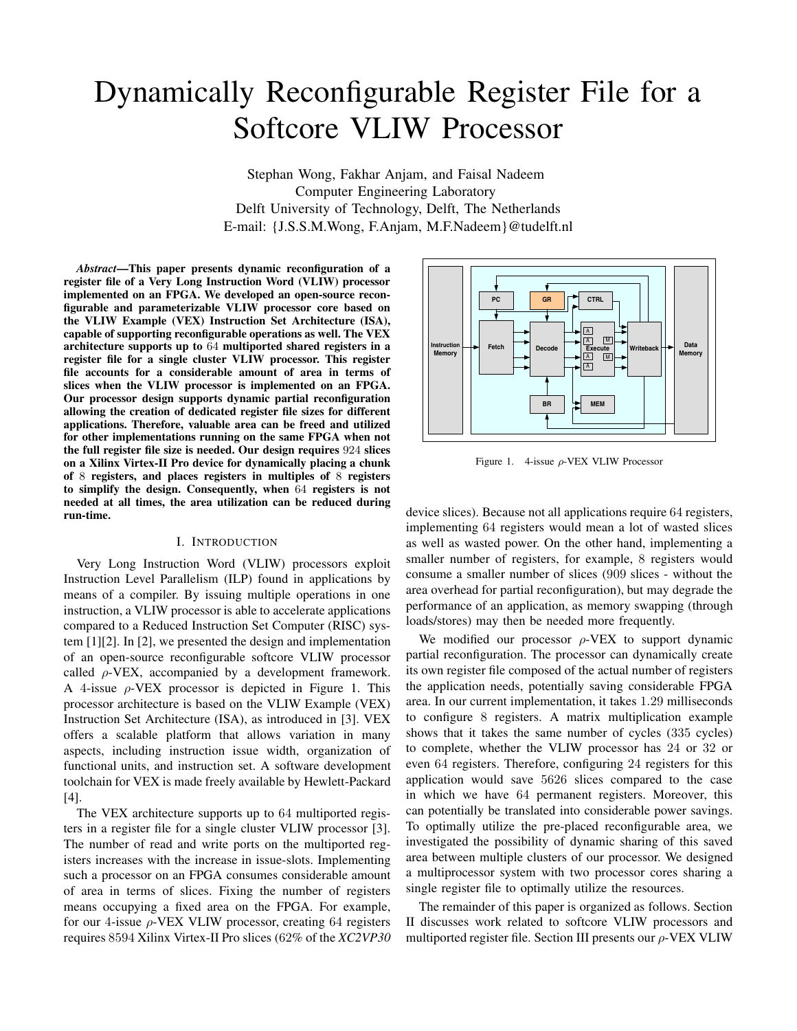# Dynamically Reconfigurable Register File for a Softcore VLIW Processor

Stephan Wong, Fakhar Anjam, and Faisal Nadeem
Computer Engineering Laboratory
Delft University of Technology, Delft, The Netherlands
E-mail: {J.S.S.M.Wong, F.Anjam, M.F.Nadeem}@tudelft.nl

***Abstract*—This paper presents dynamic reconfiguration of a register file of a Very Long Instruction Word (VLIW) processor implemented on an FPGA. We developed an open-source reconfigurable and parameterizable VLIW processor core based on the VLIW Example (VEX) Instruction Set Architecture (ISA), capable of supporting reconfigurable operations as well. The VEX architecture supports up to $64$ multiported shared registers in a register file for a single cluster VLIW processor. This register file accounts for a considerable amount of area in terms of slices when the VLIW processor is implemented on an FPGA. Our processor design supports dynamic partial reconfiguration allowing the creation of dedicated register file sizes for different applications. Therefore, valuable area can be freed and utilized for other implementations running on the same FPGA when not the full register file size is needed. Our design requires $924$ slices on a Xilinx Virtex-II Pro device for dynamically placing a chunk of $8$ registers, and places registers in multiples of $8$ registers to simplify the design. Consequently, when $64$ registers is not needed at all times, the area utilization can be reduced during run-time.**

## I. Introduction

Very Long Instruction Word (VLIW) processors exploit Instruction Level Parallelism (ILP) found in applications by means of a compiler. By issuing multiple operations in one instruction, a VLIW processor is able to accelerate applications compared to a Reduced Instruction Set Computer (RISC) system [1][2]. In [2], we presented the design and implementation of an open-source reconfigurable softcore VLIW processor called $\rho$-VEX, accompanied by a development framework. A $4$-issue $\rho$-VEX processor is depicted in Figure 1. This processor architecture is based on the VLIW Example (VEX) Instruction Set Architecture (ISA), as introduced in [3]. VEX offers a scalable platform that allows variation in many aspects, including instruction issue width, organization of functional units, and instruction set. A software development toolchain for VEX is made freely available by Hewlett-Packard [4].

The VEX architecture supports up to $64$ multiported registers in a register file for a single cluster VLIW processor [3]. The number of read and write ports on the multiported registers increases with the increase in issue-slots. Implementing such a processor on an FPGA consumes considerable amount of area in terms of slices. Fixing the number of registers means occupying a fixed area on the FPGA. For example, for our $4$-issue $\rho$-VEX VLIW processor, creating $64$ registers requires $8594$ Xilinx Virtex-II Pro slices ($62\%$ of the *XC2VP30* device slices). Because not all applications require $64$ registers, implementing $64$ registers would mean a lot of wasted slices as well as wasted power. On the other hand, implementing a smaller number of registers, for example, $8$ registers would consume a smaller number of slices ($909$ slices - without the area overhead for partial reconfiguration), but may degrade the performance of an application, as memory swapping (through loads/stores) may then be needed more frequently.

Figure 1. 4-issue $\rho$-VEX VLIW Processor

We modified our processor $\rho$-VEX to support dynamic partial reconfiguration. The processor can dynamically create its own register file composed of the actual number of registers the application needs, potentially saving considerable FPGA area. In our current implementation, it takes $1.29$ milliseconds to configure $8$ registers. A matrix multiplication example shows that it takes the same number of cycles ($335$ cycles) to complete, whether the VLIW processor has $24$ or $32$ or even $64$ registers. Therefore, configuring $24$ registers for this application would save $5626$ slices compared to the case in which we have $64$ permanent registers. Moreover, this can potentially be translated into considerable power savings. To optimally utilize the pre-placed reconfigurable area, we investigated the possibility of dynamic sharing of this saved area between multiple clusters of our processor. We designed a multiprocessor system with two processor cores sharing a single register file to optimally utilize the resources.

The remainder of this paper is organized as follows. Section II discusses work related to softcore VLIW processors and multiported register file. Section III presents our $\rho$-VEX VLIW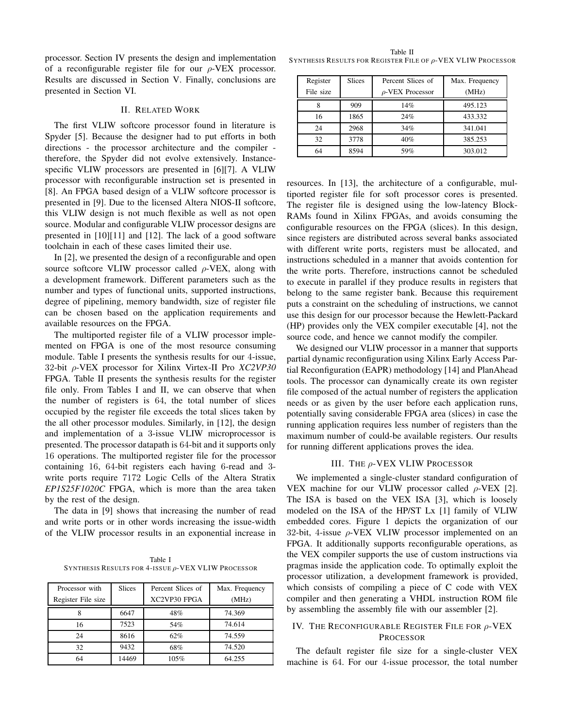processor. Section IV presents the design and implementation of a reconfigurable register file for our $\rho$-VEX processor. Results are discussed in Section V. Finally, conclusions are presented in Section VI.

## II. Related Work

The first VLIW softcore processor found in literature is Spyder [5]. Because the designer had to put efforts in both directions - the processor architecture and the compiler - therefore, the Spyder did not evolve extensively. Instance-specific VLIW processors are presented in [6][7]. A VLIW processor with reconfigurable instruction set is presented in [8]. An FPGA based design of a VLIW softcore processor is presented in [9]. Due to the licensed Altera NIOS-II softcore, this VLIW design is not much flexible as well as not open source. Modular and configurable VLIW processor designs are presented in [10][11] and [12]. The lack of a good software toolchain in each of these cases limited their use.

In [2], we presented the design of a reconfigurable and open source softcore VLIW processor called $\rho$-VEX, along with a development framework. Different parameters such as the number and types of functional units, supported instructions, degree of pipelining, memory bandwidth, size of register file can be chosen based on the application requirements and available resources on the FPGA.

The multiported register file of a VLIW processor implemented on FPGA is one of the most resource consuming module. Table I presents the synthesis results for our 4-issue, 32-bit $\rho$-VEX processor for Xilinx Virtex-II Pro *XC2VP30* FPGA. Table II presents the synthesis results for the register file only. From Tables I and II, we can observe that when the number of registers is 64, the total number of slices occupied by the register file exceeds the total slices taken by the all other processor modules. Similarly, in [12], the design and implementation of a 3-issue VLIW microprocessor is presented. The processor datapath is 64-bit and it supports only 16 operations. The multiported register file for the processor containing 16, 64-bit registers each having 6-read and 3-write ports require 7172 Logic Cells of the Altera Stratix *EP1S25F1020C* FPGA, which is more than the area taken by the rest of the design.

The data in [9] shows that increasing the number of read and write ports or in other words increasing the issue-width of the VLIW processor results in an exponential increase in resources. In [13], the architecture of a configurable, multiported register file for soft processor cores is presented. The register file is designed using the low-latency Block-RAMs found in Xilinx FPGAs, and avoids consuming the configurable resources on the FPGA (slices). In this design, since registers are distributed across several banks associated with different write ports, registers must be allocated, and instructions scheduled in a manner that avoids contention for the write ports. Therefore, instructions cannot be scheduled to execute in parallel if they produce results in registers that belong to the same register bank. Because this requirement puts a constraint on the scheduling of instructions, we cannot use this design for our processor because the Hewlett-Packard (HP) provides only the VEX compiler executable [4], not the source code, and hence we cannot modify the compiler.

Table I
Synthesis Results for 4-issue $\rho$-VEX VLIW Processor

| Processor with Register File size | Slices | Percent Slices of XC2VP30 FPGA | Max. Frequency (MHz) |
|---|---|---|---|
| 8 | 6647 | 48% | 74.369 |
| 16 | 7523 | 54% | 74.614 |
| 24 | 8616 | 62% | 74.559 |
| 32 | 9432 | 68% | 74.520 |
| 64 | 14469 | 105% | 64.255 |

Table II
Synthesis Results for Register File of $\rho$-VEX VLIW Processor

| Register File size | Slices | Percent Slices of $\rho$-VEX Processor | Max. Frequency (MHz) |
|---|---|---|---|
| 8 | 909 | 14% | 495.123 |
| 16 | 1865 | 24% | 433.332 |
| 24 | 2968 | 34% | 341.041 |
| 32 | 3778 | 40% | 385.253 |
| 64 | 8594 | 59% | 303.012 |

We designed our VLIW processor in a manner that supports partial dynamic reconfiguration using Xilinx Early Access Partial Reconfiguration (EAPR) methodology [14] and PlanAhead tools. The processor can dynamically create its own register file composed of the actual number of registers the application needs or as given by the user before each application runs, potentially saving considerable FPGA area (slices) in case the running application requires less number of registers than the maximum number of could-be available registers. Our results for running different applications proves the idea.

## III. The $\rho$-VEX VLIW Processor

We implemented a single-cluster standard configuration of VEX machine for our VLIW processor called $\rho$-VEX [2]. The ISA is based on the VEX ISA [3], which is loosely modeled on the ISA of the HP/ST Lx [1] family of VLIW embedded cores. Figure 1 depicts the organization of our 32-bit, 4-issue $\rho$-VEX VLIW processor implemented on an FPGA. It additionally supports reconfigurable operations, as the VEX compiler supports the use of custom instructions via pragmas inside the application code. To optimally exploit the processor utilization, a development framework is provided, which consists of compiling a piece of C code with VEX compiler and then generating a VHDL instruction ROM file by assembling the assembly file with our assembler [2].

## IV. The Reconfigurable Register File for $\rho$-VEX Processor

The default register file size for a single-cluster VEX machine is 64. For our 4-issue processor, the total number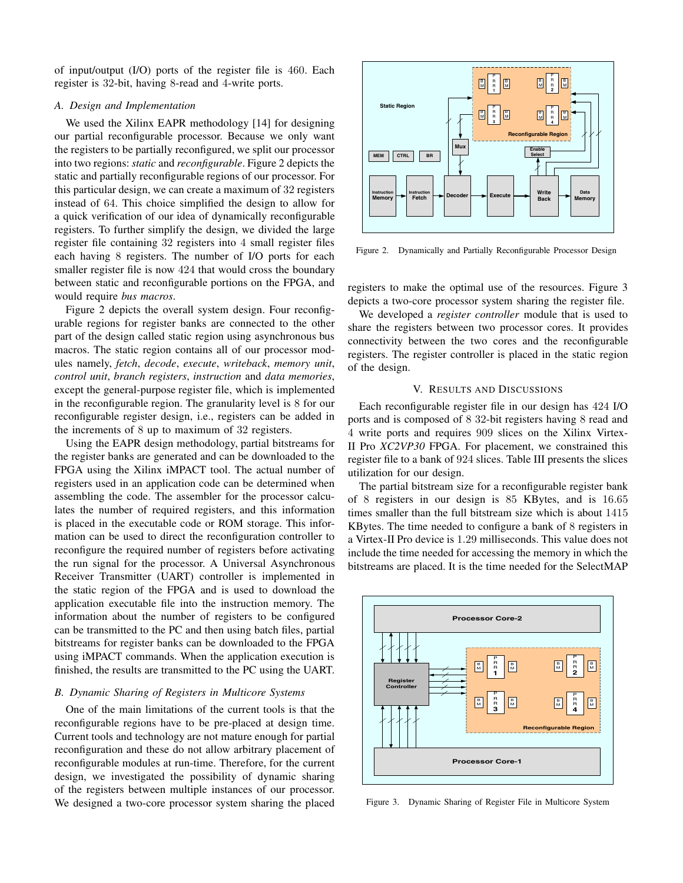of input/output (I/O) ports of the register file is 460. Each register is 32-bit, having 8-read and 4-write ports.

### A. Design and Implementation

We used the Xilinx EAPR methodology [14] for designing our partial reconfigurable processor. Because we only want the registers to be partially reconfigured, we split our processor into two regions: *static* and *reconfigurable*. Figure 2 depicts the static and partially reconfigurable regions of our processor. For this particular design, we can create a maximum of 32 registers instead of 64. This choice simplified the design to allow for a quick verification of our idea of dynamically reconfigurable registers. To further simplify the design, we divided the large register file containing 32 registers into 4 small register files each having 8 registers. The number of I/O ports for each smaller register file is now 424 that would cross the boundary between static and reconfigurable portions on the FPGA, and would require *bus macros*.

Figure 2 depicts the overall system design. Four reconfigurable regions for register banks are connected to the other part of the design called static region using asynchronous bus macros. The static region contains all of our processor modules namely, *fetch*, *decode*, *execute*, *writeback*, *memory unit*, *control unit*, *branch registers*, *instruction* and *data memories*, except the general-purpose register file, which is implemented in the reconfigurable region. The granularity level is 8 for our reconfigurable register design, i.e., registers can be added in the increments of 8 up to maximum of 32 registers.

Using the EAPR design methodology, partial bitstreams for the register banks are generated and can be downloaded to the FPGA using the Xilinx iMPACT tool. The actual number of registers used in an application code can be determined when assembling the code. The assembler for the processor calculates the number of required registers, and this information is placed in the executable code or ROM storage. This information can be used to direct the reconfiguration controller to reconfigure the required number of registers before activating the run signal for the processor. A Universal Asynchronous Receiver Transmitter (UART) controller is implemented in the static region of the FPGA and is used to download the application executable file into the instruction memory. The information about the number of registers to be configured can be transmitted to the PC and then using batch files, partial bitstreams for register banks can be downloaded to the FPGA using iMPACT commands. When the application execution is finished, the results are transmitted to the PC using the UART.

### B. Dynamic Sharing of Registers in Multicore Systems

One of the main limitations of the current tools is that the reconfigurable regions have to be pre-placed at design time. Current tools and technology are not mature enough for partial reconfiguration and these do not allow arbitrary placement of reconfigurable modules at run-time. Therefore, for the current design, we investigated the possibility of dynamic sharing of the registers between multiple instances of our processor. We designed a two-core processor system sharing the placed registers to make the optimal use of the resources. Figure 3 depicts a two-core processor system sharing the register file.

We developed a *register controller* module that is used to share the registers between two processor cores. It provides connectivity between the two cores and the reconfigurable registers. The register controller is placed in the static region of the design.

Figure 2. Dynamically and Partially Reconfigurable Processor Design

## V. Results and Discussions

Each reconfigurable register file in our design has 424 I/O ports and is composed of 8 32-bit registers having 8 read and 4 write ports and requires 909 slices on the Xilinx Virtex-II Pro *XC2VP30* FPGA. For placement, we constrained this register file to a bank of 924 slices. Table III presents the slices utilization for our design.

The partial bitstream size for a reconfigurable register bank of 8 registers in our design is 85 KBytes, and is 16.65 times smaller than the full bitstream size which is about 1415 KBytes. The time needed to configure a bank of 8 registers in a Virtex-II Pro device is 1.29 milliseconds. This value does not include the time needed for accessing the memory in which the bitstreams are placed. It is the time needed for the SelectMAP

Figure 3. Dynamic Sharing of Register File in Multicore System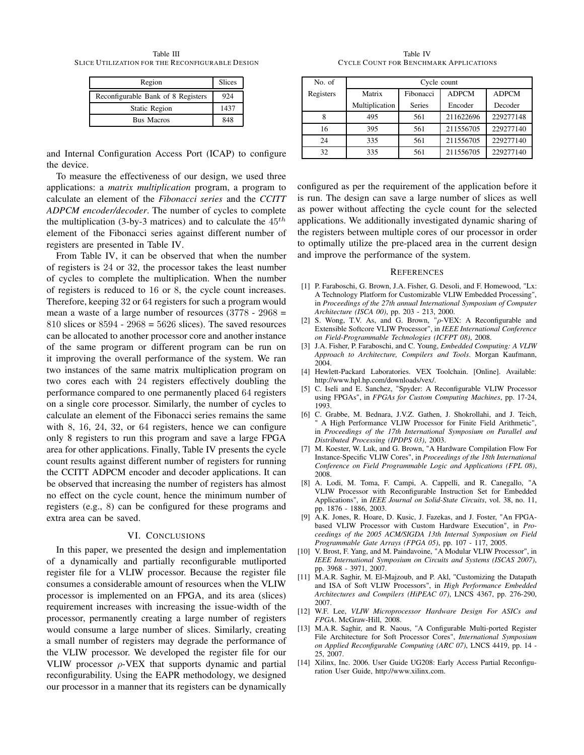Table III
SLICE UTILIZATION FOR THE RECONFIGURABLE DESIGN

| Region | Slices |
|---|---|
| Reconfigurable Bank of 8 Registers | 924 |
| Static Region | 1437 |
| Bus Macros | 848 |

and Internal Configuration Access Port (ICAP) to configure the device.

To measure the effectiveness of our design, we used three applications: a *matrix multiplication* program, a program to calculate an element of the *Fibonacci series* and the *CCITT ADPCM encoder/decoder*. The number of cycles to complete the multiplication (3-by-3 matrices) and to calculate the $45^{th}$ element of the Fibonacci series against different number of registers are presented in Table IV.

From Table IV, it can be observed that when the number of registers is 24 or 32, the processor takes the least number of cycles to complete the multiplication. When the number of registers is reduced to 16 or 8, the cycle count increases. Therefore, keeping 32 or 64 registers for such a program would mean a waste of a large number of resources (3778 - 2968 = 810 slices or 8594 - 2968 = 5626 slices). The saved resources can be allocated to another processor core and another instance of the same program or different program can be run on it improving the overall performance of the system. We ran two instances of the same matrix multiplication program on two cores each with 24 registers effectively doubling the performance compared to one permanently placed 64 registers on a single core processor. Similarly, the number of cycles to calculate an element of the Fibonacci series remains the same with 8, 16, 24, 32, or 64 registers, hence we can configure only 8 registers to run this program and save a large FPGA area for other applications. Finally, Table IV presents the cycle count results against different number of registers for running the CCITT ADPCM encoder and decoder applications. It can be observed that increasing the number of registers has almost no effect on the cycle count, hence the minimum number of registers (e.g., 8) can be configured for these programs and extra area can be saved.

## VI. CONCLUSIONS

In this paper, we presented the design and implementation of a dynamically and partially reconfigurable mutliported register file for a VLIW processor. Because the register file consumes a considerable amount of resources when the VLIW processor is implemented on an FPGA, and its area (slices) requirement increases with increasing the issue-width of the processor, permanently creating a large number of registers would consume a large number of slices. Similarly, creating a small number of registers may degrade the performance of the VLIW processor. We developed the register file for our VLIW processor $\rho$-VEX that supports dynamic and partial reconfigurability. Using the EAPR methodology, we designed our processor in a manner that its registers can be dynamically configured as per the requirement of the application before it is run. The design can save a large number of slices as well as power without affecting the cycle count for the selected applications. We additionally investigated dynamic sharing of the registers between multiple cores of our processor in order to optimally utilize the pre-placed area in the current design and improve the performance of the system.

Table IV
CYCLE COUNT FOR BENCHMARK APPLICATIONS

| No. of Registers | Cycle count | | | |
|---|---|---|---|---|
| | Matrix Multiplication | Fibonacci Series | ADPCM Encoder | ADPCM Decoder |
| 8 | 495 | 561 | 211622696 | 229277148 |
| 16 | 395 | 561 | 211556705 | 229277140 |
| 24 | 335 | 561 | 211556705 | 229277140 |
| 32 | 335 | 561 | 211556705 | 229277140 |

## REFERENCES

[1] P. Faraboschi, G. Brown, J.A. Fisher, G. Desoli, and F. Homewood, "Lx: A Technology Platform for Customizable VLIW Embedded Processing", in *Proceedings of the 27th annual International Symposium of Computer Architecture (ISCA 00)*, pp. 203 - 213, 2000.

[2] S. Wong, T.V. As, and G. Brown, "$\rho$-VEX: A Reconfigurable and Extensible Softcore VLIW Processor", in *IEEE International Conference on Field-Programmable Technologies (ICFPT 08)*, 2008.

[3] J.A. Fisher, P. Faraboschi, and C. Young, *Embedded Computing: A VLIW Approach to Architecture, Compilers and Tools*. Morgan Kaufmann, 2004.

[4] Hewlett-Packard Laboratories. VEX Toolchain. [Online]. Available: http://www.hpl.hp.com/downloads/vex/.

[5] C. Iseli and E. Sanchez, "Spyder: A Reconfigurable VLIW Processor using FPGAs", in *FPGAs for Custom Computing Machines*, pp. 17-24, 1993.

[6] C. Grabbe, M. Bednara, J.V.Z. Gathen, J. Shokrollahi, and J. Teich, " A High Performance VLIW Processor for Finite Field Arithmetic", in *Proceedings of the 17th International Symposium on Parallel and Distributed Processing (IPDPS 03)*, 2003.

[7] M. Koester, W. Luk, and G. Brown, "A Hardware Compilation Flow For Instance-Specific VLIW Cores", in *Proceedings of the 18th International Conference on Field Programmable Logic and Applications (FPL 08)*, 2008.

[8] A. Lodi, M. Toma, F. Campi, A. Cappelli, and R. Canegallo, "A VLIW Processor with Reconfigurable Instruction Set for Embedded Applications", in *IEEE Journal on Solid-State Circuits*, vol. 38, no. 11, pp. 1876 - 1886, 2003.

[9] A.K. Jones, R. Hoare, D. Kusic, J. Fazekas, and J. Foster, "An FPGA-based VLIW Processor with Custom Hardware Execution", in *Proceedings of the 2005 ACM/SIGDA 13th Internal Symposium on Field Programmable Gate Arrays (FPGA 05)*, pp. 107 - 117, 2005.

[10] V. Brost, F. Yang, and M. Paindavoine, "A Modular VLIW Processor", in *IEEE International Symposium on Circuits and Systems (ISCAS 2007)*, pp. 3968 - 3971, 2007.

[11] M.A.R. Saghir, M. El-Majzoub, and P. Akl, "Customizing the Datapath and ISA of Soft VLIW Processors", in *High Performance Embedded Architectures and Compilers (HiPEAC 07)*, LNCS 4367, pp. 276-290, 2007.

[12] W.F. Lee, *VLIW Microprocessor Hardware Design For ASICs and FPGA*. McGraw-Hill, 2008.

[13] M.A.R. Saghir, and R. Naous, "A Configurable Multi-ported Register File Architecture for Soft Processor Cores", *International Symposium on Applied Reconfigurable Computing (ARC 07)*, LNCS 4419, pp. 14 - 25, 2007.

[14] Xilinx, Inc. 2006. User Guide UG208: Early Access Partial Reconfiguration User Guide, http://www.xilinx.com.